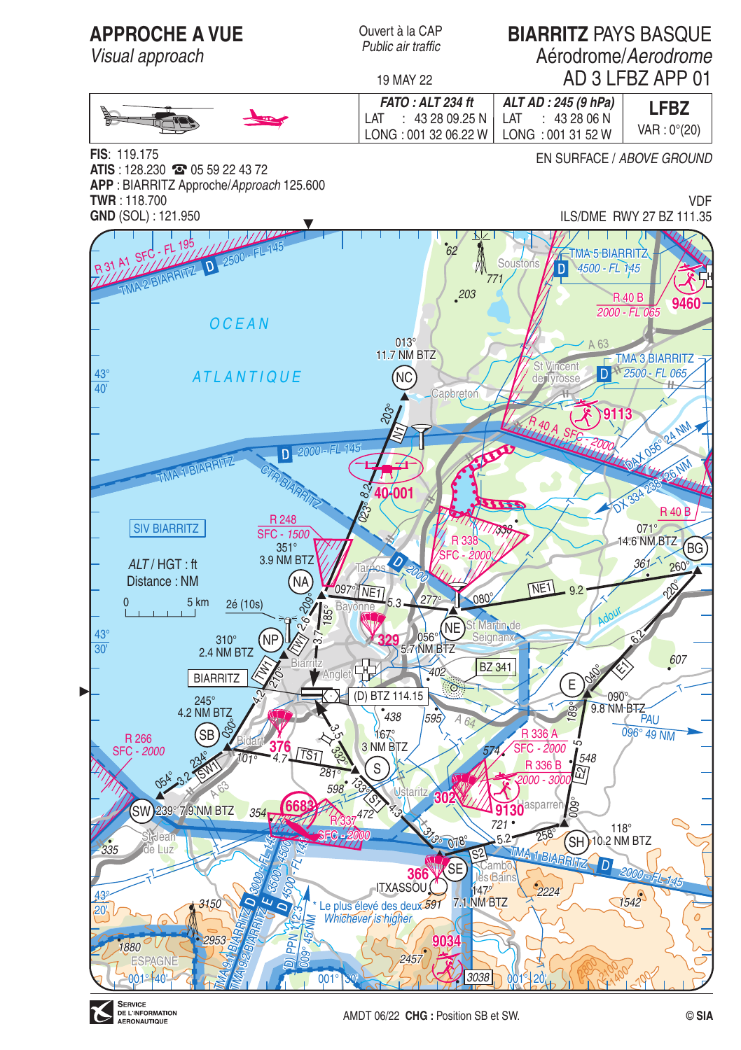# APPROCHE A VUE
*Visual approach*

Ouvert à la CAP
*Public air traffic*

19 MAY 22

# BIARRITZ PAYS BASQUE
Aérodrome/*Aerodrome*
AD 3 LFBZ APP 01

| | FATO : ALT 234 ft | ALT AD : 245 (9 hPa) | LFBZ |
|---|---|---|---|
| | LAT : 43 28 09.25 N | LAT : 43 28 06 N | VAR : 0°(20) |
| | LONG : 001 32 06.22 W | LONG : 001 31 52 W | |

**FIS**: 119.175
**ATIS** : 128.230 ☎ 05 59 22 43 72
**APP** : BIARRITZ Approche/*Approach* 125.600
**TWR** : 118.700
**GND** (SOL) : 121.950

EN SURFACE / *ABOVE GROUND*

VDF
ILS/DME RWY 27 BZ 111.35

OCEAN ATLANTIQUE

SIV BIARRITZ

*ALT* / HGT : ft
Distance : NM

0 — 5 km

R 31 A1 SFC - FL 195
TMA 2 BIARRITZ D 2500 - FL 145
TMA 5 BIARRITZ D 4500 - FL 145
R 40 B 2000 - FL 065
TMA 3 BIARRITZ D 2500 - FL 065
R 40 A SFC - 2000
TMA 1 BIARRITZ D 2000 - FL 145
CTR BIARRITZ D 2000
R 248 SFC - *1500*
R 338 SFC - *2000*
R 266 SFC - *2000*
R 336 A SFC - *2000*
R 336 B *2000 - 3000*
R 337 SFC - *2000*
BZ 341
TMA 9.1 BIARRITZ D 3000 - FL 145
TMA 9.2 BIARRITZ E 3500 - 4500
D 4500 - FL 145
(D) PPN 112.3 009° 45 NM
\* Le plus élevé des deux
*Whichever is higher*
DX 056° 24 NM
DX 334 238° 26 NM
PAU 096° 49 NM

(NC) 013° 11.7 NM BTZ
(NA) 351° 3.9 NM BTZ
(NP) 310° 2.4 NM BTZ
(SB) 245° 4.2 NM BTZ
(SW) 239° 7.9 NM BTZ
(S) 167° 3 NM BTZ
(SE) 147° 7.1 NM BTZ
(SH) 118° 10.2 NM BTZ
(E) 090° 9.8 NM BTZ
(BG) 071° 14.6 NM BTZ
(NE) 056° 5.7 NM BTZ
(D) BTZ 114.15

N1 203° 8.2 023°
NE1 097° 5.3 277° 080° 9.2 260°
E1 220° 6.2 040°
E2 189° 5 009°
S2 078° 5.2 258°
S1 313° 4.3 133°
TS1 101° 4.7 281°
SW1 234° 3.2 054°
TW1 2.6 209° 030° 4.2 210°
3.7 185°
3.5 332°

2é (10s)

BIARRITZ

Soustons, St Vincent de Tyrosse, Capbreton, Tarnos, Bayonne, Biarritz, Anglet, Bidart, St Martin de Seignanx, Ustaritz, Hasparren, Cambo les Bains, ITXASSOU, St Jean de Luz, ESPAGNE, Adour, A 63, A 64

40-001, 329, 376, 6683, 302, 9130, 366, 9034, 9113, 9460

62, 771, 203, 339, 361, 607, 402, 438, 595, 574, 548, 598, 472, 354, 335, 721, 2224, 1542, 591, 2457, 3038, 3150, 2953, 1880, 2800, 2100, 1400, 700

43° 40', 43° 30', 43° 20', 001° 40', 001° 30', 001° 20'

AMDT 06/22 **CHG :** Position SB et SW.

© SIA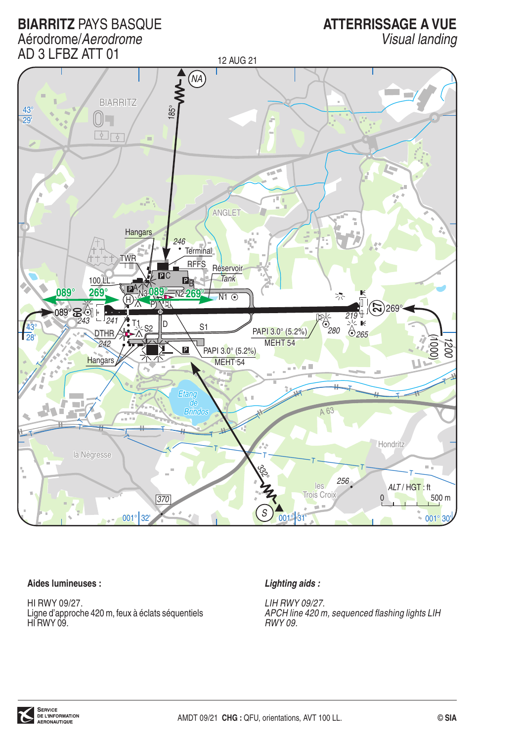# BIARRITZ PAYS BASQUE
Aérodrome/*Aerodrome*
AD 3 LFBZ ATT 01

# ATTERRISSAGE A VUE
*Visual landing*

12 AUG 21

NA 185°

BIARRITZ

ANGLET

Hangars, 246, Terminal, TWR, RFFS, Réservoir *Tank*, 100 LL, A, C, B, N3, N2, N1, H, P, 089°, 269°, 09, 243, 241, T1, S2, D, S1, DTHR 242, Hangars, PAPI 3.0° (5.2%) MEHT 54, PAPI 3.0° (5.2%) MEHT 54, 219, 27, 269°, 280, 265, 1200 (1000)

43° 29'

43° 28'

Etang de Brindos

A 63

Hondritz

la Négresse

les Trois Croix 256

370

332° S

ALT / HGT : ft

0 500 m

001° 32' 001° 31' 001° 30'

**Aides lumineuses :**

HI RWY 09/27.
Ligne d'approche 420 m, feux à éclats séquentiels HI RWY 09.

***Lighting aids :***

*LIH RWY 09/27.*
*APCH line 420 m, sequenced flashing lights LIH RWY 09.*

AMDT 09/21 **CHG :** QFU, orientations, AVT 100 LL.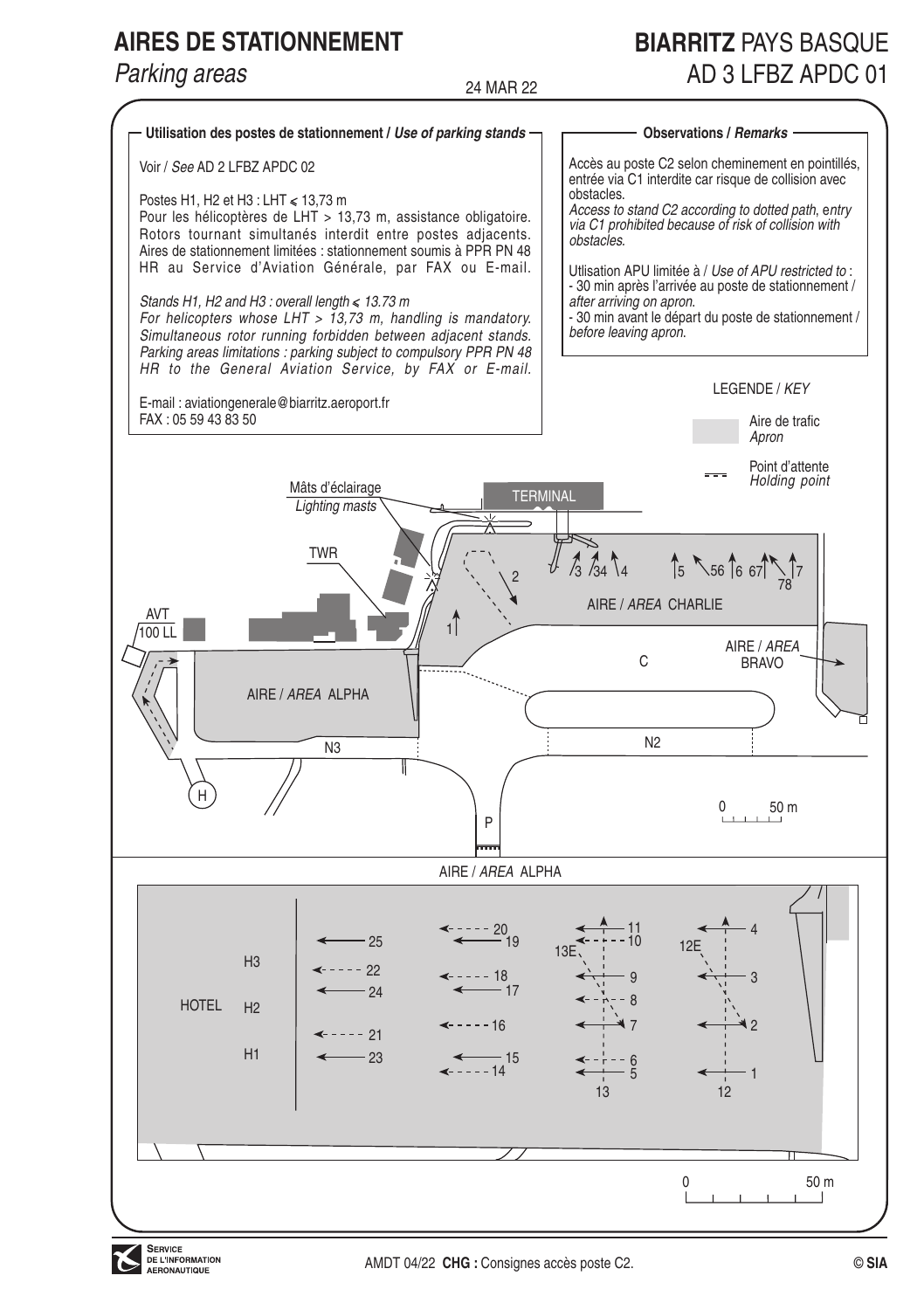# AIRES DE STATIONNEMENT

*Parking areas*

24 MAR 22

## BIARRITZ PAYS BASQUE

AD 3 LFBZ APDC 01

### Utilisation des postes de stationnement / *Use of parking stands*

Voir / *See* AD 2 LFBZ APDC 02

Postes H1, H2 et H3 : LHT ≤ 13,73 m
Pour les hélicoptères de LHT > 13,73 m, assistance obligatoire. Rotors tournant simultanés interdit entre postes adjacents. Aires de stationnement limitées : stationnement soumis à PPR PN 48 HR au Service d'Aviation Générale, par FAX ou E-mail.

*Stands H1, H2 and H3 : overall length ≤ 13.73 m*
*For helicopters whose LHT > 13,73 m, handling is mandatory. Simultaneous rotor running forbidden between adjacent stands. Parking areas limitations : parking subject to compulsory PPR PN 48 HR to the General Aviation Service, by FAX or E-mail.*

E-mail : aviationgenerale@biarritz.aeroport.fr
FAX : 05 59 43 83 50

### Observations / *Remarks*

Accès au poste C2 selon cheminement en pointillés, entrée via C1 interdite car risque de collision avec obstacles.
*Access to stand C2 according to dotted path, entry via C1 prohibited because of risk of collision with obstacles.*

Utlisation APU limitée à / *Use of APU restricted to* :
- 30 min après l'arrivée au poste de stationnement / *after arriving on apron.*
- 30 min avant le départ du poste de stationnement / *before leaving apron.*

LEGENDE / *KEY*

- Aire de trafic / *Apron*
- Point d'attente / *Holding point*

Mâts d'éclairage / *Lighting masts*

TERMINAL

TWR

AVT 100 LL

AIRE / *AREA* CHARLIE

AIRE / *AREA* BRAVO

AIRE / *AREA* ALPHA

C, N2, N3, P, H

1, 2, 3, 34, 4, 5, 56, 6, 67, 7, 78

0 — 50 m

AIRE / *AREA* ALPHA

HOTEL, H1, H2, H3

25, 22, 24, 21, 23, 20, 19, 18, 17, 16, 15, 14, 11, 10, 13E, 9, 8, 7, 6, 5, 13, 4, 12E, 3, 2, 1, 12

0 — 50 m

AMDT 04/22 **CHG :** Consignes accès poste C2.

© SIA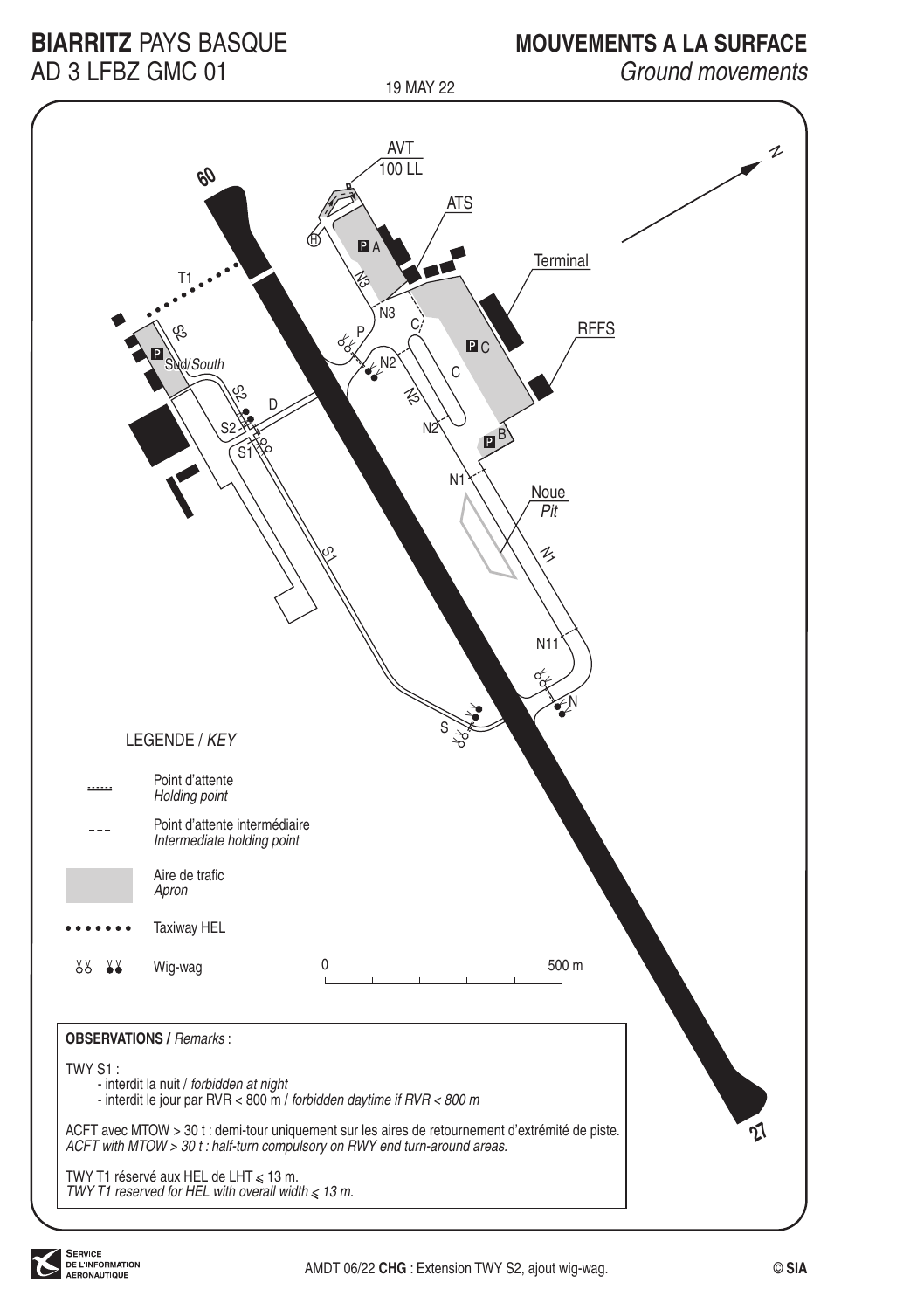# BIARRITZ PAYS BASQUE
## AD 3 LFBZ GMC 01

19 MAY 22

## MOUVEMENTS A LA SURFACE
*Ground movements*

AVT 100 LL

ATS

Terminal

RFFS

Noue *Pit*

P A

P C

P B

P Sud/*South*

60

27

T1, S2, S1, D, P, N3, N2, N1, N11, N, S, C

### LEGENDE / *KEY*

| | |
|---|---|
| ...... | Point d'attente *Holding point* |
| – – – | Point d'attente intermédiaire *Intermediate holding point* |
| (grey) | Aire de trafic *Apron* |
| • • • • • • • | Taxiway HEL |
| Wig-wag symbols | Wig-wag |

0 — 500 m

**OBSERVATIONS /** *Remarks* :

TWY S1 :
- interdit la nuit / *forbidden at night*
- interdit le jour par RVR < 800 m / *forbidden daytime if RVR < 800 m*

ACFT avec MTOW > 30 t : demi-tour uniquement sur les aires de retournement d'extrémité de piste.
*ACFT with MTOW > 30 t : half-turn compulsory on RWY end turn-around areas.*

TWY T1 réservé aux HEL de LHT ⩽ 13 m.
*TWY T1 reserved for HEL with overall width ⩽ 13 m.*

AMDT 06/22 **CHG** : Extension TWY S2, ajout wig-wag.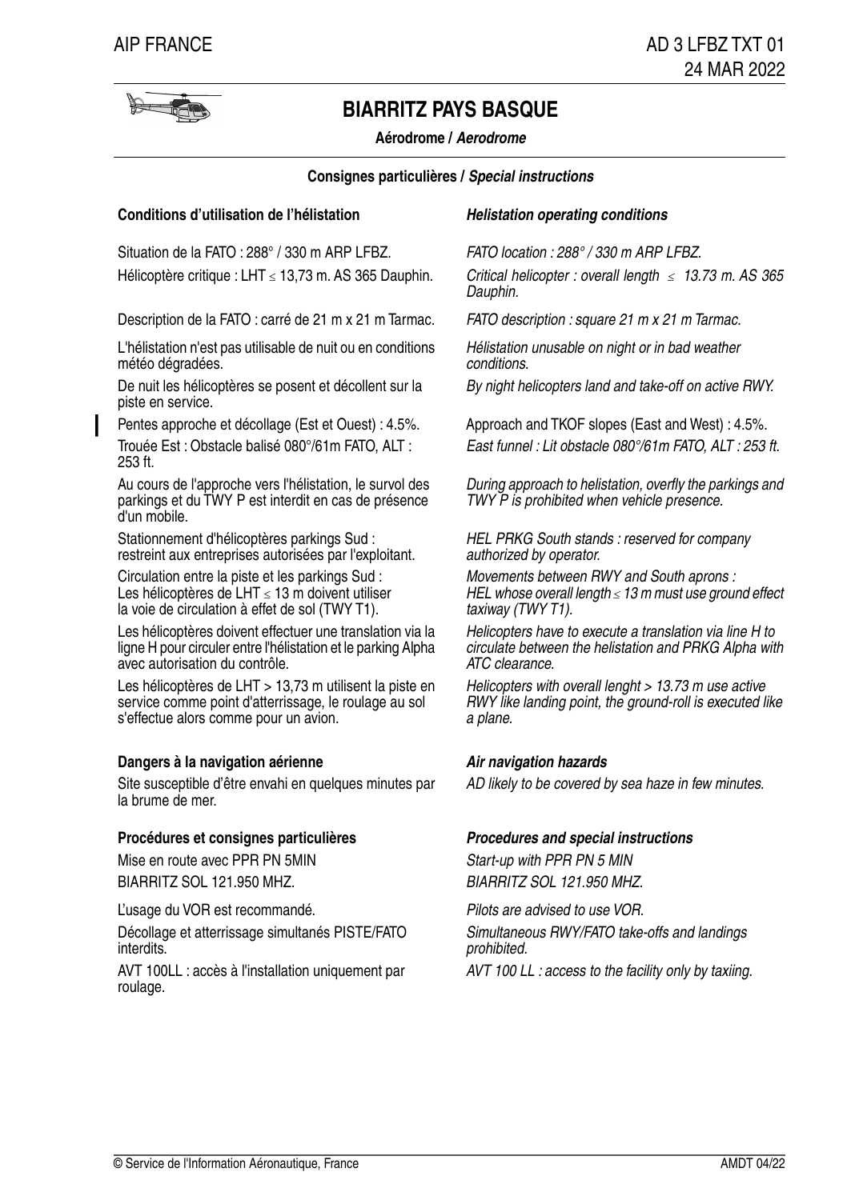# BIARRITZ PAYS BASQUE

**Aérodrome / *Aerodrome***

**Consignes particulières / *Special instructions***

## Conditions d'utilisation de l'hélistation / *Helistation operating conditions*

Situation de la FATO : 288° / 330 m ARP LFBZ.

*FATO location : 288° / 330 m ARP LFBZ.*

Hélicoptère critique : LHT ≤ 13,73 m. AS 365 Dauphin.

*Critical helicopter : overall length ≤ 13.73 m. AS 365 Dauphin.*

Description de la FATO : carré de 21 m x 21 m Tarmac.

*FATO description : square 21 m x 21 m Tarmac.*

L'hélistation n'est pas utilisable de nuit ou en conditions météo dégradées.

*Hélistation unusable on night or in bad weather conditions.*

De nuit les hélicoptères se posent et décollent sur la piste en service.

*By night helicopters land and take-off on active RWY.*

Pentes approche et décollage (Est et Ouest) : 4.5%.

Approach and TKOF slopes (East and West) : 4.5%.

Trouée Est : Obstacle balisé 080°/61m FATO, ALT : 253 ft.

*East funnel : Lit obstacle 080°/61m FATO, ALT : 253 ft.*

Au cours de l'approche vers l'hélistation, le survol des parkings et du TWY P est interdit en cas de présence d'un mobile.

*During approach to helistation, overfly the parkings and TWY P is prohibited when vehicle presence.*

Stationnement d'hélicoptères parkings Sud : restreint aux entreprises autorisées par l'exploitant.

*HEL PRKG South stands : reserved for company authorized by operator.*

Circulation entre la piste et les parkings Sud : Les hélicoptères de LHT ≤ 13 m doivent utiliser la voie de circulation à effet de sol (TWY T1).

*Movements between RWY and South aprons : HEL whose overall length ≤ 13 m must use ground effect taxiway (TWY T1).*

Les hélicoptères doivent effectuer une translation via la ligne H pour circuler entre l'hélistation et le parking Alpha avec autorisation du contrôle.

*Helicopters have to execute a translation via line H to circulate between the helistation and PRKG Alpha with ATC clearance.*

Les hélicoptères de LHT > 13,73 m utilisent la piste en service comme point d'atterrissage, le roulage au sol s'effectue alors comme pour un avion.

*Helicopters with overall lenght > 13.73 m use active RWY like landing point, the ground-roll is executed like a plane.*

## Dangers à la navigation aérienne / *Air navigation hazards*

Site susceptible d'être envahi en quelques minutes par la brume de mer.

*AD likely to be covered by sea haze in few minutes.*

## Procédures et consignes particulières / *Procedures and special instructions*

Mise en route avec PPR PN 5MIN  
BIARRITZ SOL 121.950 MHZ.

*Start-up with PPR PN 5 MIN*  
*BIARRITZ SOL 121.950 MHZ.*

L'usage du VOR est recommandé.

*Pilots are advised to use VOR.*

Décollage et atterrissage simultanés PISTE/FATO interdits.

*Simultaneous RWY/FATO take-offs and landings prohibited.*

AVT 100LL : accès à l'installation uniquement par roulage.

*AVT 100 LL : access to the facility only by taxiing.*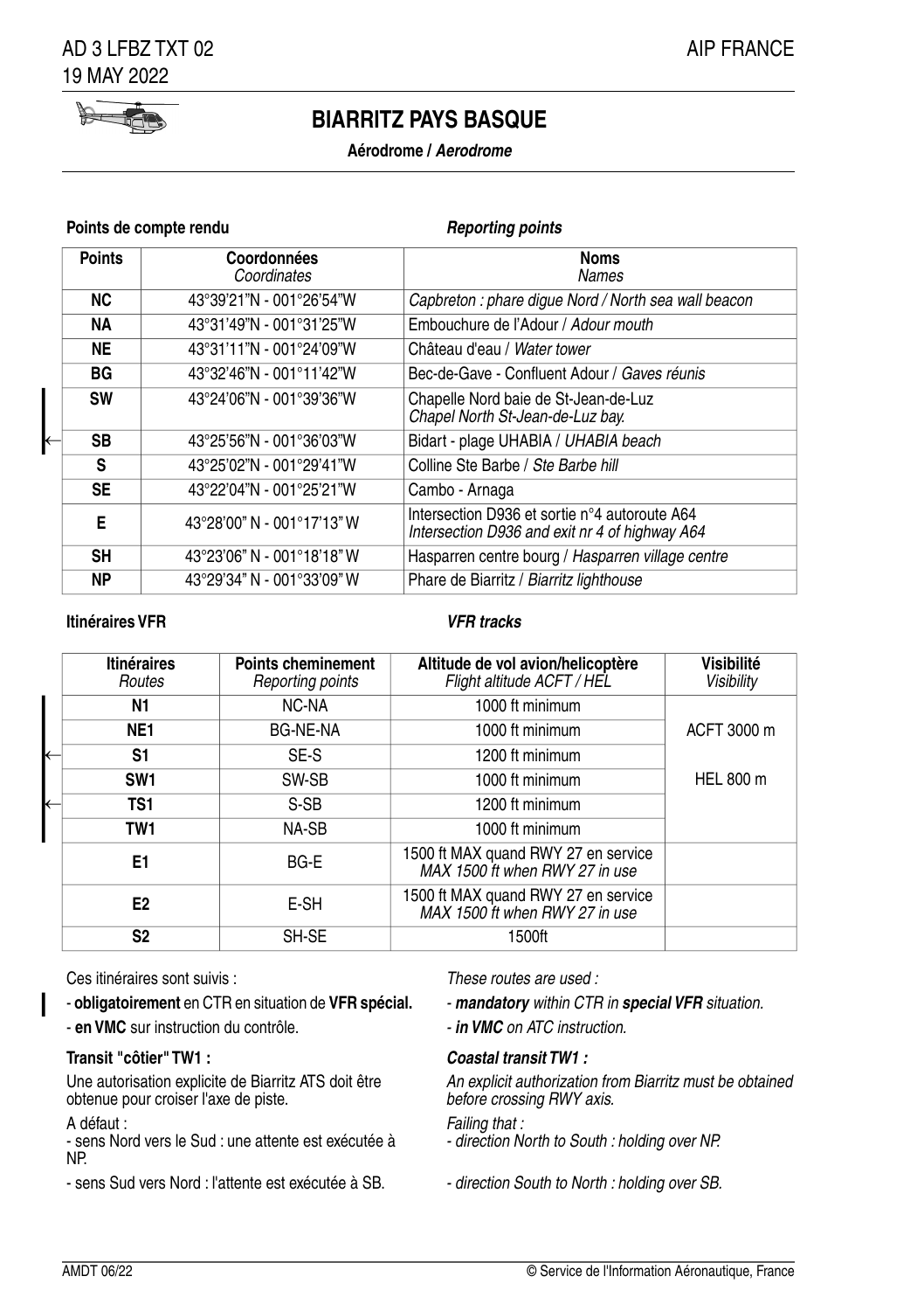# BIARRITZ PAYS BASQUE

**Aérodrome / *Aerodrome***

**Points de compte rendu** — ***Reporting points***

| Points | Coordonnées *Coordinates* | Noms *Names* |
|---|---|---|
| **NC** | 43°39'21"N - 001°26'54"W | *Capbreton : phare digue Nord / North sea wall beacon* |
| **NA** | 43°31'49"N - 001°31'25"W | Embouchure de l'Adour / *Adour mouth* |
| **NE** | 43°31'11"N - 001°24'09"W | Château d'eau / *Water tower* |
| **BG** | 43°32'46"N - 001°11'42"W | Bec-de-Gave - Confluent Adour / *Gaves réunis* |
| **SW** | 43°24'06"N - 001°39'36"W | Chapelle Nord baie de St-Jean-de-Luz *Chapel North St-Jean-de-Luz bay.* |
| **SB** | 43°25'56"N - 001°36'03"W | Bidart - plage UHABIA / *UHABIA beach* |
| **S** | 43°25'02"N - 001°29'41"W | Colline Ste Barbe / *Ste Barbe hill* |
| **SE** | 43°22'04"N - 001°25'21"W | Cambo - Arnaga |
| **E** | 43°28'00" N - 001°17'13" W | Intersection D936 et sortie n°4 autoroute A64 *Intersection D936 and exit nr 4 of highway A64* |
| **SH** | 43°23'06" N - 001°18'18" W | Hasparren centre bourg / *Hasparren village centre* |
| **NP** | 43°29'34" N - 001°33'09" W | Phare de Biarritz / *Biarritz lighthouse* |

**Itinéraires VFR** — ***VFR tracks***

| Itinéraires *Routes* | Points cheminement *Reporting points* | Altitude de vol avion/helicoptère *Flight altitude ACFT / HEL* | Visibilité *Visibility* |
|---|---|---|---|
| **N1** | NC-NA | 1000 ft minimum | ACFT 3000 m<br>HEL 800 m |
| **NE1** | BG-NE-NA | 1000 ft minimum | |
| **S1** | SE-S | 1200 ft minimum | |
| **SW1** | SW-SB | 1000 ft minimum | |
| **TS1** | S-SB | 1200 ft minimum | |
| **TW1** | NA-SB | 1000 ft minimum | |
| **E1** | BG-E | 1500 ft MAX quand RWY 27 en service *MAX 1500 ft when RWY 27 in use* | |
| **E2** | E-SH | 1500 ft MAX quand RWY 27 en service *MAX 1500 ft when RWY 27 in use* | |
| **S2** | SH-SE | 1500ft | |

Ces itinéraires sont suivis :

- **obligatoirement** en CTR en situation de **VFR spécial.**
- **en VMC** sur instruction du contrôle.

*These routes are used :*

- ***mandatory*** *within CTR in* ***special VFR*** *situation.*
- ***in VMC*** *on ATC instruction.*

**Transit "côtier" TW1 :**

Une autorisation explicite de Biarritz ATS doit être obtenue pour croiser l'axe de piste.

A défaut :

- sens Nord vers le Sud : une attente est exécutée à NP.
- sens Sud vers Nord : l'attente est exécutée à SB.

***Coastal transit TW1 :***

*An explicit authorization from Biarritz must be obtained before crossing RWY axis.*

*Failing that :*

- *direction North to South : holding over NP.*
- *direction South to North : holding over SB.*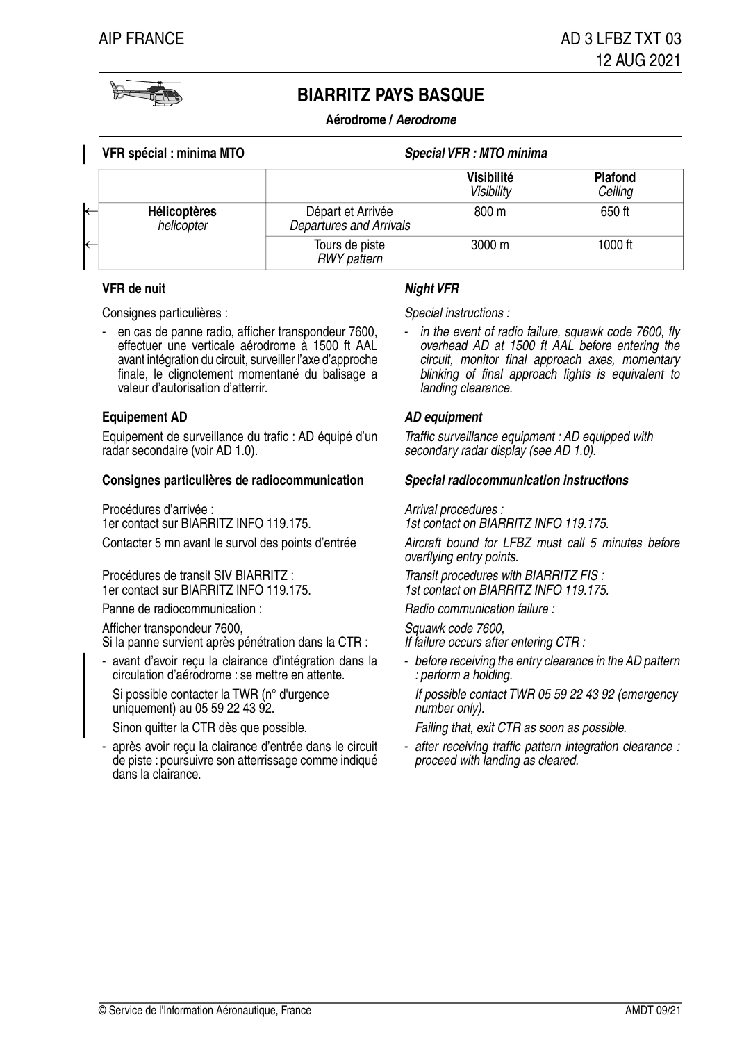# BIARRITZ PAYS BASQUE

**Aérodrome / *Aerodrome***

**VFR spécial : minima MTO** — ***Special VFR : MTO minima***

| | | **Visibilité** *Visibility* | **Plafond** *Ceiling* |
|---|---|---|---|
| **Hélicoptères** *helicopter* | Départ et Arrivée *Departures and Arrivals* | 800 m | 650 ft |
| | Tours de piste *RWY pattern* | 3000 m | 1000 ft |

**VFR de nuit**

Consignes particulières :

- en cas de panne radio, afficher transpondeur 7600, effectuer une verticale aérodrome à 1500 ft AAL avant intégration du circuit, surveiller l'axe d'approche finale, le clignotement momentané du balisage a valeur d'autorisation d'atterrir.

***Night VFR***

*Special instructions :*

- *in the event of radio failure, squawk code 7600, fly overhead AD at 1500 ft AAL before entering the circuit, monitor final approach axes, momentary blinking of final approach lights is equivalent to landing clearance.*

**Equipement AD**

Equipement de surveillance du trafic : AD équipé d'un radar secondaire (voir AD 1.0).

***AD equipment***

*Traffic surveillance equipment : AD equipped with secondary radar display (see AD 1.0).*

**Consignes particulières de radiocommunication**

Procédures d'arrivée :
1er contact sur BIARRITZ INFO 119.175.

Contacter 5 mn avant le survol des points d'entrée

Procédures de transit SIV BIARRITZ :
1er contact sur BIARRITZ INFO 119.175.

Panne de radiocommunication :

Afficher transpondeur 7600,
Si la panne survient après pénétration dans la CTR :

- avant d'avoir reçu la clairance d'intégration dans la circulation d'aérodrome : se mettre en attente.

  Si possible contacter la TWR (n° d'urgence uniquement) au 05 59 22 43 92.

  Sinon quitter la CTR dès que possible.

- après avoir reçu la clairance d'entrée dans le circuit de piste : poursuivre son atterrissage comme indiqué dans la clairance.

***Special radiocommunication instructions***

*Arrival procedures :*
*1st contact on BIARRITZ INFO 119.175.*

*Aircraft bound for LFBZ must call 5 minutes before overflying entry points.*

*Transit procedures with BIARRITZ FIS :*
*1st contact on BIARRITZ INFO 119.175.*

*Radio communication failure :*

*Squawk code 7600,*
*If failure occurs after entering CTR :*

- *before receiving the entry clearance in the AD pattern : perform a holding.*

  *If possible contact TWR 05 59 22 43 92 (emergency number only).*

  *Failing that, exit CTR as soon as possible.*

- *after receiving traffic pattern integration clearance : proceed with landing as cleared.*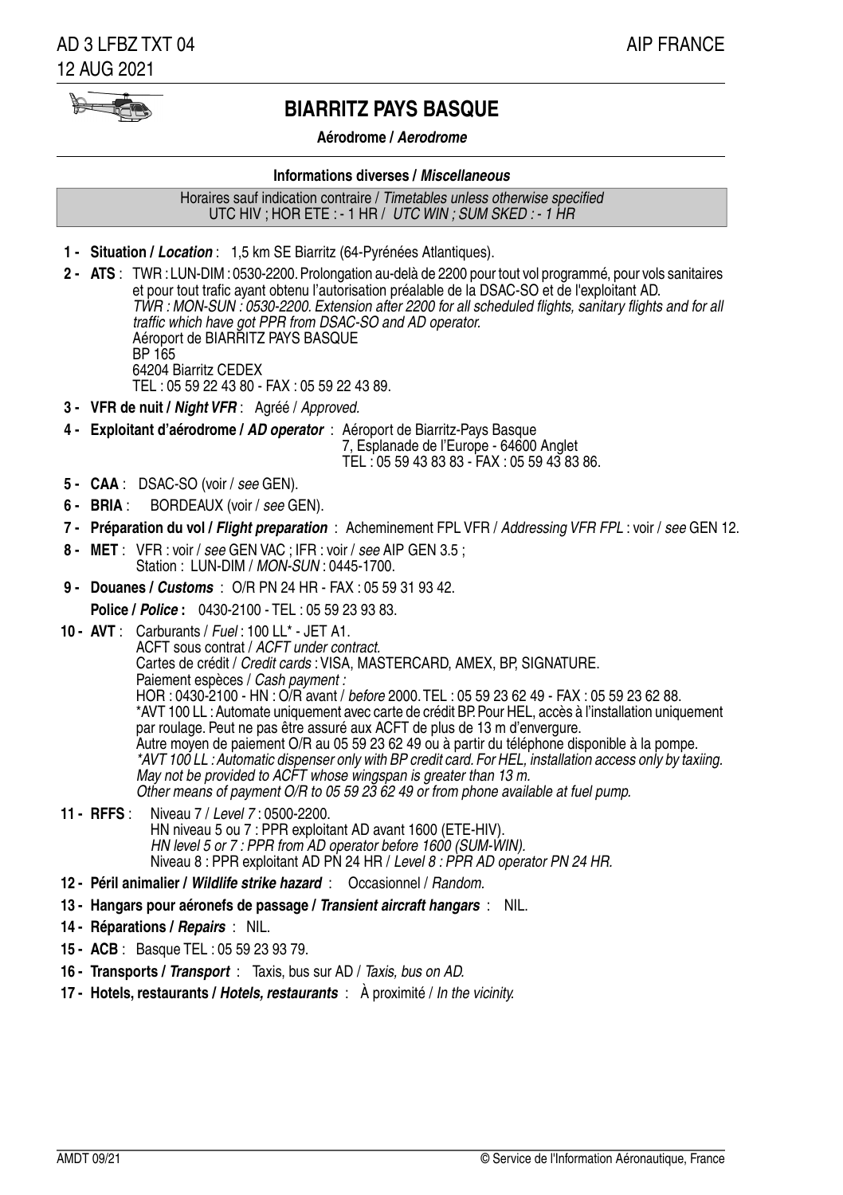# BIARRITZ PAYS BASQUE

**Aérodrome / *Aerodrome***

**Informations diverses / *Miscellaneous***

Horaires sauf indication contraire / *Timetables unless otherwise specified*
UTC HIV ; HOR ETE : - 1 HR / *UTC WIN ; SUM SKED : - 1 HR*

**1 - Situation / *Location*** : 1,5 km SE Biarritz (64-Pyrénées Atlantiques).

**2 - ATS** : TWR : LUN-DIM : 0530-2200. Prolongation au-delà de 2200 pour tout vol programmé, pour vols sanitaires et pour tout trafic ayant obtenu l'autorisation préalable de la DSAC-SO et de l'exploitant AD.
*TWR : MON-SUN : 0530-2200. Extension after 2200 for all scheduled flights, sanitary flights and for all traffic which have got PPR from DSAC-SO and AD operator.*
Aéroport de BIARRITZ PAYS BASQUE
BP 165
64204 Biarritz CEDEX
TEL : 05 59 22 43 80 - FAX : 05 59 22 43 89.

**3 - VFR de nuit / *Night VFR*** : Agréé / *Approved.*

**4 - Exploitant d'aérodrome / *AD operator*** : Aéroport de Biarritz-Pays Basque
7, Esplanade de l'Europe - 64600 Anglet
TEL : 05 59 43 83 83 - FAX : 05 59 43 83 86.

**5 - CAA** : DSAC-SO (voir / *see* GEN).

**6 - BRIA** : BORDEAUX (voir / *see* GEN).

**7 - Préparation du vol / *Flight preparation*** : Acheminement FPL VFR / *Addressing VFR FPL* : voir / *see* GEN 12.

**8 - MET** : VFR : voir / *see* GEN VAC ; IFR : voir / *see* AIP GEN 3.5 ;
Station : LUN-DIM / *MON-SUN* : 0445-1700.

**9 - Douanes / *Customs*** : O/R PN 24 HR - FAX : 05 59 31 93 42.

**Police / *Police*** : 0430-2100 - TEL : 05 59 23 93 83.

**10 - AVT** : Carburants / *Fuel* : 100 LL* - JET A1.
ACFT sous contrat / *ACFT under contract.*
Cartes de crédit / *Credit cards* : VISA, MASTERCARD, AMEX, BP, SIGNATURE.
Paiement espèces / *Cash payment :*
HOR : 0430-2100 - HN : O/R avant / *before* 2000. TEL : 05 59 23 62 49 - FAX : 05 59 23 62 88.
*AVT 100 LL : Automate uniquement avec carte de crédit BP. Pour HEL, accès à l'installation uniquement par roulage. Peut ne pas être assuré aux ACFT de plus de 13 m d'envergure.
Autre moyen de paiement O/R au 05 59 23 62 49 ou à partir du téléphone disponible à la pompe.
**AVT 100 LL : Automatic dispenser only with BP credit card. For HEL, installation access only by taxiing. May not be provided to ACFT whose wingspan is greater than 13 m.
Other means of payment O/R to 05 59 23 62 49 or from phone available at fuel pump.*

**11 - RFFS** : Niveau 7 / *Level 7* : 0500-2200.
HN niveau 5 ou 7 : PPR exploitant AD avant 1600 (ETE-HIV).
*HN level 5 or 7 : PPR from AD operator before 1600 (SUM-WIN).*
Niveau 8 : PPR exploitant AD PN 24 HR / *Level 8 : PPR AD operator PN 24 HR.*

**12 - Péril animalier / *Wildlife strike hazard*** : Occasionnel / *Random.*

**13 - Hangars pour aéronefs de passage / *Transient aircraft hangars*** : NIL.

**14 - Réparations / *Repairs*** : NIL.

**15 - ACB** : Basque TEL : 05 59 23 93 79.

**16 - Transports / *Transport*** : Taxis, bus sur AD / *Taxis, bus on AD.*

**17 - Hotels, restaurants / *Hotels, restaurants*** : À proximité / *In the vicinity.*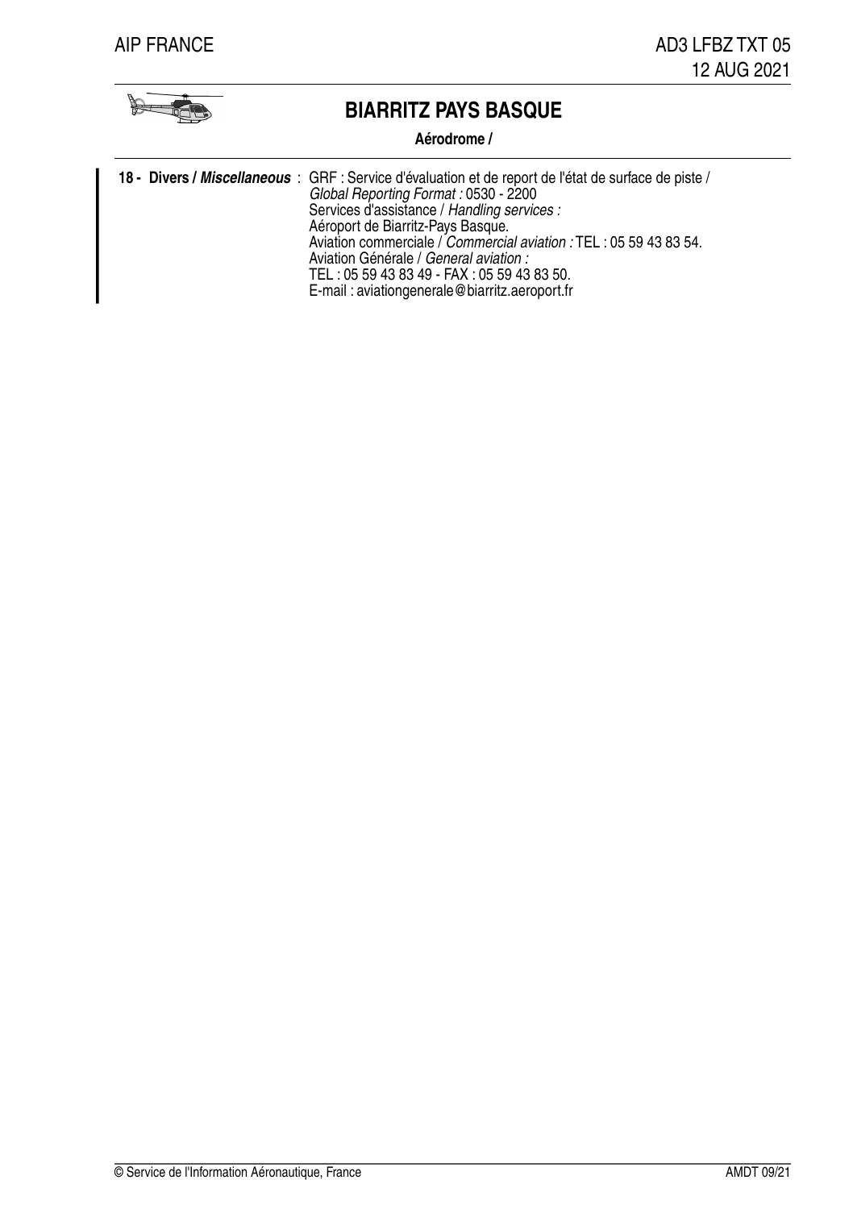# BIARRITZ PAYS BASQUE

**Aérodrome /**

**18 - Divers /** ***Miscellaneous*** : GRF : Service d'évaluation et de report de l'état de surface de piste / *Global Reporting Format :* 0530 - 2200
Services d'assistance / *Handling services :*
Aéroport de Biarritz-Pays Basque.
Aviation commerciale / *Commercial aviation :* TEL : 05 59 43 83 54.
Aviation Générale / *General aviation :*
TEL : 05 59 43 83 49 - FAX : 05 59 43 83 50.
E-mail : aviationgenerale@biarritz.aeroport.fr